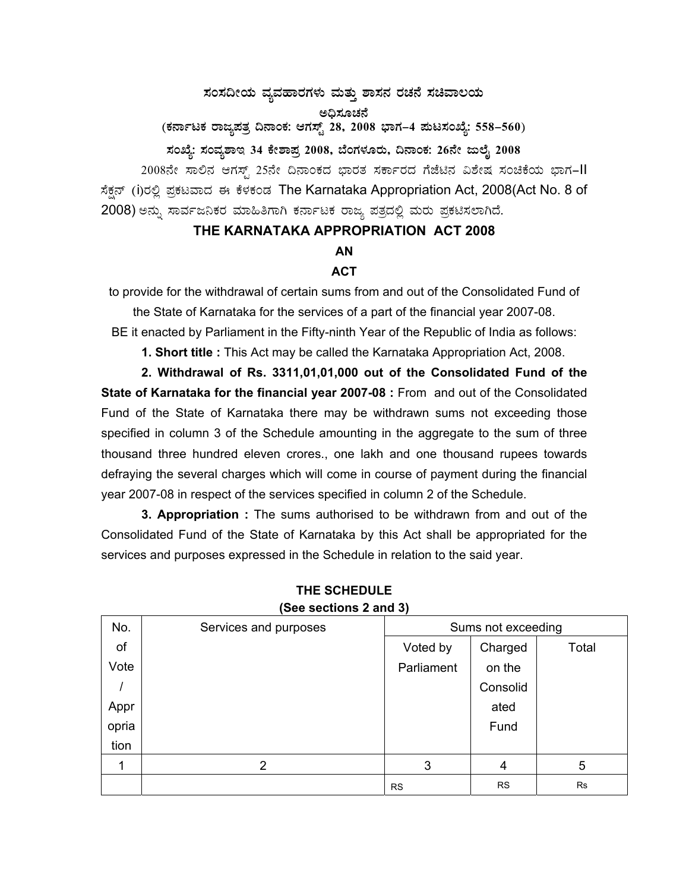**ಸಂಸದೀಯ ವ್ಯವಹಾರಗಳು ಮತ್ತು ಶಾಸನ ರಚನೆ ಸಚಿವಾಲಯ**

**ಅಧಿಸೂಚನೆ**

**(ಕರ್ನಾಟಕ ರಾಜ್ಯಪತ್ರ ದಿನಾಂಕ: ಆಗಸ್ಟ್ 28, 2008 ಭಾಗ–4 ಪುಟಸಂಖ್ಯೆ: 558–560)**

**ಸಂಖ್ಯೆ: ಸಂವ್ಯಶಾಇ 34 ಕೇಶಾಪ್ರ 2008, ಬೆಂಗಳೂರು, ದಿನಾಂಕ: 26ನೇ ಜುಲೈ 2008**

2008ನೇ ಸಾಲಿನ ಆಗಸ್ಟ್ 25ನೇ ದಿನಾಂಕದ ಭಾರತ ಸರ್ಕಾರದ ಗೆಜೆಟಿನ ವಿಶೇಷ ಸಂಚಿಕೆಯ ಭಾಗ-II ಸೆಕ್ಷನ್ (i)ರಲ್ಲಿ ಪ್ರಕಟವಾದ ಈ ಕೆಳಕಂಡ The Karnataka Appropriation Act, 2008(Act No. 8 of 2008) ಅನ್ನು ಸಾರ್ವಜನಿಕರ ಮಾಹಿತಿಗಾಗಿ ಕರ್ನಾಟಕ ರಾಜ್ಯ ಪತ್ರದಲ್ಲಿ ಮರು ಪ್ರಕಟಿಸಲಾಗಿದೆ.

# THE KARNATAKA APPROPRIATION ACT 2008

**AN**

**ACT**

to provide for the withdrawal of certain sums from and out of the Consolidated Fund of the State of Karnataka for the services of a part of the financial year 2007-08.

BE it enacted by Parliament in the Fifty-ninth Year of the Republic of India as follows:

**1. Short title :** This Act may be called the Karnataka Appropriation Act, 2008.

**2. Withdrawal of Rs. 3311,01,01,000 out of the Consolidated Fund of the State of Karnataka for the financial year 2007-08 :** From and out of the Consolidated Fund of the State of Karnataka there may be withdrawn sums not exceeding those specified in column 3 of the Schedule amounting in the aggregate to the sum of three thousand three hundred eleven crores., one lakh and one thousand rupees towards defraying the several charges which will come in course of payment during the financial year 2007-08 in respect of the services specified in column 2 of the Schedule.

**3. Appropriation :** The sums authorised to be withdrawn from and out of the Consolidated Fund of the State of Karnataka by this Act shall be appropriated for the services and purposes expressed in the Schedule in relation to the said year.

**THE SCHEDULE**
**(See sections 2 and 3)**

| No. of Vote / Appropriation | Services and purposes | Sums not exceeding | | |
|---|---|---|---|---|
| | | Voted by Parliament | Charged on the Consolidated Fund | Total |
| 1 | 2 | 3 | 4 | 5 |
| | | RS | RS | Rs |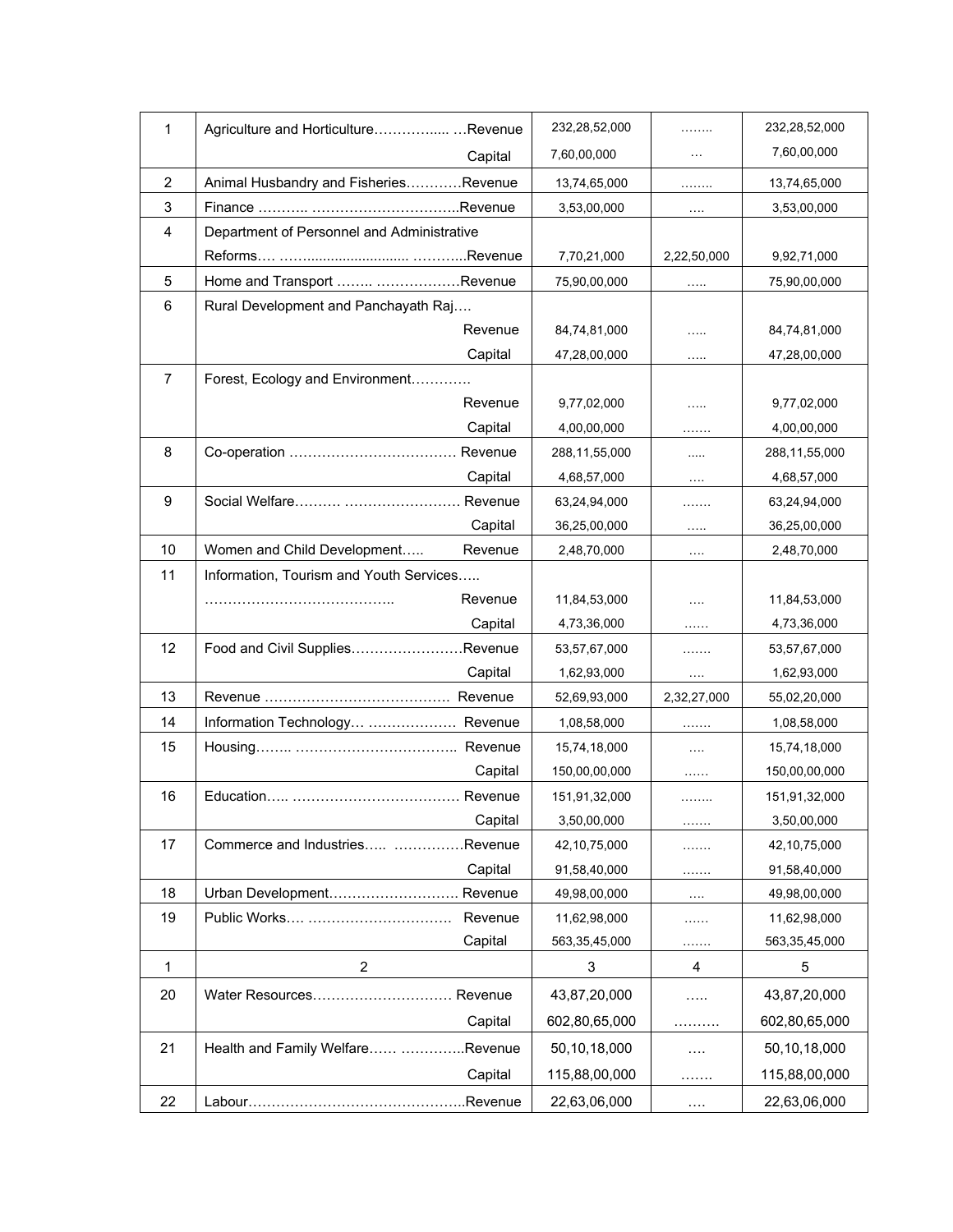| 1 | Agriculture and Horticulture……………... …Revenue | 232,28,52,000 | …….. | 232,28,52,000 |
|---|---|---|---|---|
| | Capital | 7,60,00,000 | … | 7,60,00,000 |
| 2 | Animal Husbandry and Fisheries…………Revenue | 13,74,65,000 | …….. | 13,74,65,000 |
| 3 | Finance ……….. …………………………..Revenue | 3,53,00,000 | …. | 3,53,00,000 |
| 4 | Department of Personnel and Administrative Reforms…. ….......................... ………..Revenue | 7,70,21,000 | 2,22,50,000 | 9,92,71,000 |
| 5 | Home and Transport …….. ………………Revenue | 75,90,00,000 | ….. | 75,90,00,000 |
| 6 | Rural Development and Panchayath Raj…. Revenue | 84,74,81,000 | ….. | 84,74,81,000 |
| | Capital | 47,28,00,000 | ….. | 47,28,00,000 |
| 7 | Forest, Ecology and Environment…………. Revenue | 9,77,02,000 | ….. | 9,77,02,000 |
| | Capital | 4,00,00,000 | ……. | 4,00,00,000 |
| 8 | Co-operation ……………………………… Revenue | 288,11,55,000 | ..... | 288,11,55,000 |
| | Capital | 4,68,57,000 | …. | 4,68,57,000 |
| 9 | Social Welfare………. ……………………. Revenue | 63,24,94,000 | ……. | 63,24,94,000 |
| | Capital | 36,25,00,000 | ….. | 36,25,00,000 |
| 10 | Women and Child Development….. Revenue | 2,48,70,000 | …. | 2,48,70,000 |
| 11 | Information, Tourism and Youth Services….. ………………………………….. Revenue | 11,84,53,000 | …. | 11,84,53,000 |
| | Capital | 4,73,36,000 | …… | 4,73,36,000 |
| 12 | Food and Civil Supplies……………………Revenue | 53,57,67,000 | ……. | 53,57,67,000 |
| | Capital | 1,62,93,000 | …. | 1,62,93,000 |
| 13 | Revenue ………………………………….. Revenue | 52,69,93,000 | 2,32,27,000 | 55,02,20,000 |
| 14 | Information Technology… ………………. Revenue | 1,08,58,000 | ……. | 1,08,58,000 |
| 15 | Housing…….. …………………………….. Revenue | 15,74,18,000 | …. | 15,74,18,000 |
| | Capital | 150,00,00,000 | …… | 150,00,00,000 |
| 16 | Education….. ……………………………… Revenue | 151,91,32,000 | …….. | 151,91,32,000 |
| | Capital | 3,50,00,000 | ……. | 3,50,00,000 |
| 17 | Commerce and Industries….. ……………Revenue | 42,10,75,000 | ……. | 42,10,75,000 |
| | Capital | 91,58,40,000 | ……. | 91,58,40,000 |
| 18 | Urban Development………………………. Revenue | 49,98,00,000 | …. | 49,98,00,000 |
| 19 | Public Works…. …………………………. Revenue | 11,62,98,000 | …… | 11,62,98,000 |
| | Capital | 563,35,45,000 | ……. | 563,35,45,000 |
| 1 | 2 | 3 | 4 | 5 |
| 20 | Water Resources………………………… Revenue | 43,87,20,000 | ….. | 43,87,20,000 |
| | Capital | 602,80,65,000 | ………. | 602,80,65,000 |
| 21 | Health and Family Welfare…… …………..Revenue | 50,10,18,000 | …. | 50,10,18,000 |
| | Capital | 115,88,00,000 | ……. | 115,88,00,000 |
| 22 | Labour………………………………………..Revenue | 22,63,06,000 | …. | 22,63,06,000 |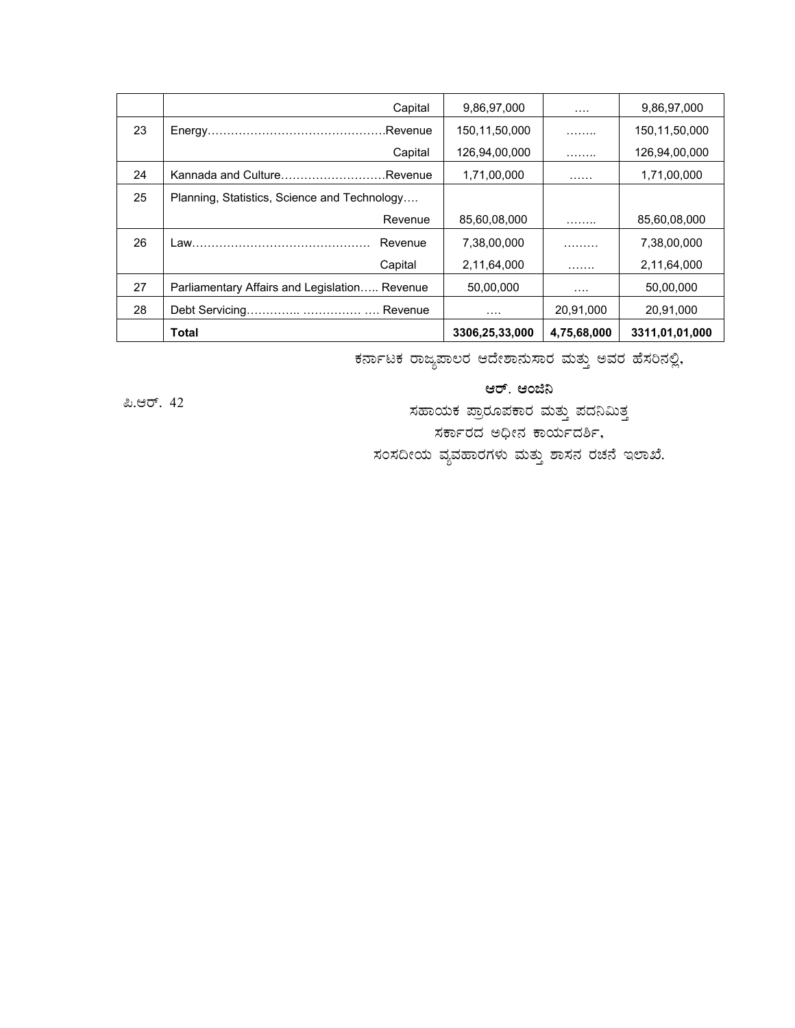| | | | | |
|---|---|---|---|---|
| | Capital | 9,86,97,000 | …. | 9,86,97,000 |
| 23 | Energy……………………………………….Revenue | 150,11,50,000 | …….. | 150,11,50,000 |
| | Capital | 126,94,00,000 | …….. | 126,94,00,000 |
| 24 | Kannada and Culture………………………Revenue | 1,71,00,000 | …… | 1,71,00,000 |
| 25 | Planning, Statistics, Science and Technology…. | | | |
| | Revenue | 85,60,08,000 | …….. | 85,60,08,000 |
| 26 | Law……………………………………… Revenue | 7,38,00,000 | ……… | 7,38,00,000 |
| | Capital | 2,11,64,000 | ……. | 2,11,64,000 |
| 27 | Parliamentary Affairs and Legislation….. Revenue | 50,00,000 | …. | 50,00,000 |
| 28 | Debt Servicing………….. …………… …. Revenue | …. | 20,91,000 | 20,91,000 |
| | **Total** | **3306,25,33,000** | **4,75,68,000** | **3311,01,01,000** |

ಕರ್ನಾಟಕ ರಾಜ್ಯಪಾಲರ ಆದೇಶಾನುಸಾರ ಮತ್ತು ಅವರ ಹೆಸರಿನಲ್ಲಿ,

**ಆರ್. ಆಂಜಿನಿ**

ಸಹಾಯಕ ಪ್ರಾರೂಪಕಾರ ಮತ್ತು ಪದನಿಮಿತ್ತ

ಸರ್ಕಾರದ ಅಧೀನ ಕಾರ್ಯದರ್ಶಿ,

ಸಂಸದೀಯ ವ್ಯವಹಾರಗಳು ಮತ್ತು ಶಾಸನ ರಚನೆ ಇಲಾಖೆ.

ಪಿ.ಆರ್. 42